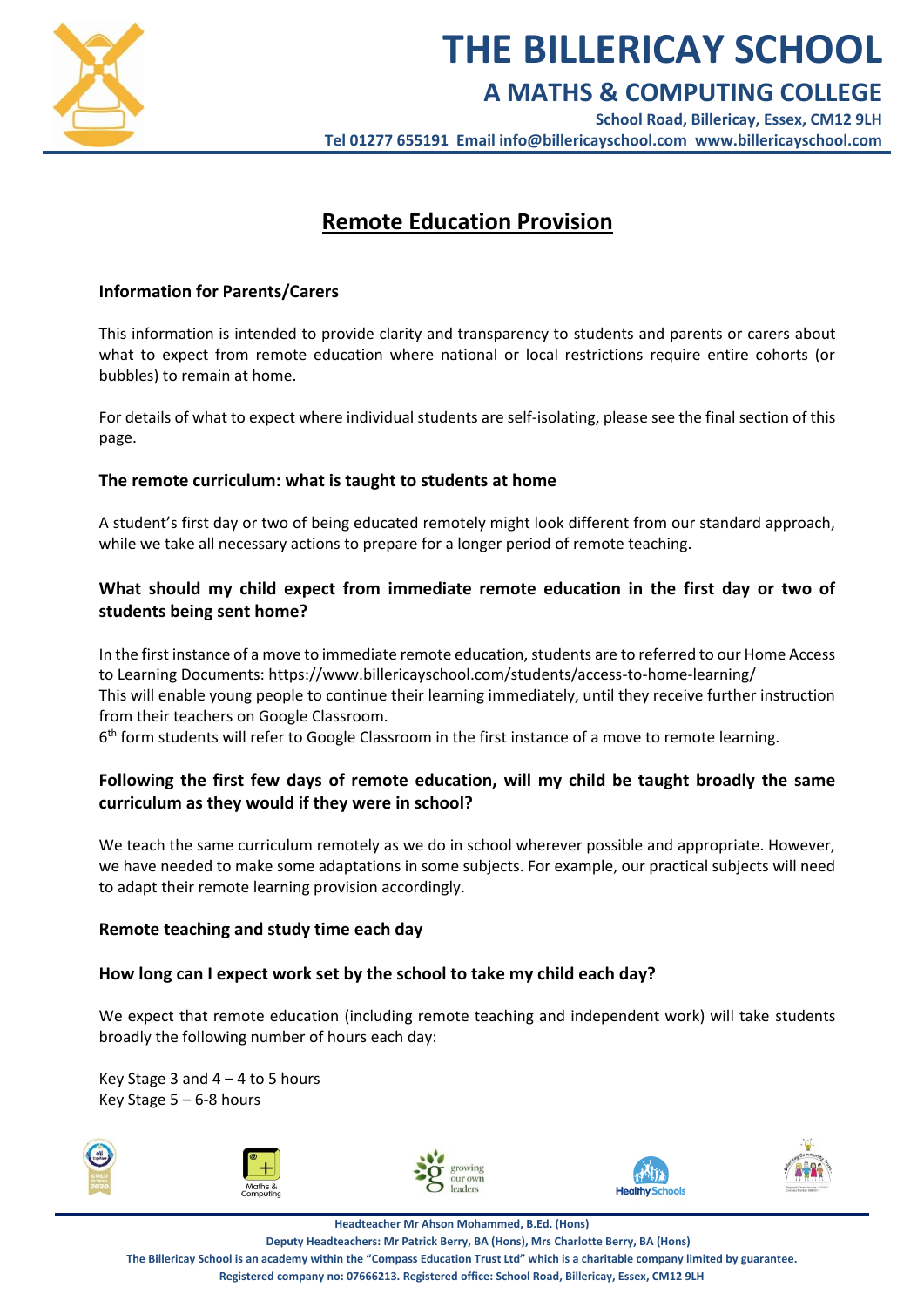# THE BILLERICAY SCHOOL

## A MATHS & COMPUTING COLLEGE

School Road, Billericay, Essex, CM12 9LH
Tel 01277 655191 Email info@billericayschool.com www.billericayschool.com

## Remote Education Provision

### Information for Parents/Carers

This information is intended to provide clarity and transparency to students and parents or carers about what to expect from remote education where national or local restrictions require entire cohorts (or bubbles) to remain at home.

For details of what to expect where individual students are self-isolating, please see the final section of this page.

### The remote curriculum: what is taught to students at home

A student's first day or two of being educated remotely might look different from our standard approach, while we take all necessary actions to prepare for a longer period of remote teaching.

### What should my child expect from immediate remote education in the first day or two of students being sent home?

In the first instance of a move to immediate remote education, students are to referred to our Home Access to Learning Documents: https://www.billericayschool.com/students/access-to-home-learning/
This will enable young people to continue their learning immediately, until they receive further instruction from their teachers on Google Classroom.
6th form students will refer to Google Classroom in the first instance of a move to remote learning.

### Following the first few days of remote education, will my child be taught broadly the same curriculum as they would if they were in school?

We teach the same curriculum remotely as we do in school wherever possible and appropriate. However, we have needed to make some adaptations in some subjects. For example, our practical subjects will need to adapt their remote learning provision accordingly.

### Remote teaching and study time each day

### How long can I expect work set by the school to take my child each day?

We expect that remote education (including remote teaching and independent work) will take students broadly the following number of hours each day:

Key Stage 3 and 4 – 4 to 5 hours
Key Stage 5 – 6-8 hours

Headteacher Mr Ahson Mohammed, B.Ed. (Hons)
Deputy Headteachers: Mr Patrick Berry, BA (Hons), Mrs Charlotte Berry, BA (Hons)
The Billericay School is an academy within the "Compass Education Trust Ltd" which is a charitable company limited by guarantee.
Registered company no: 07666213. Registered office: School Road, Billericay, Essex, CM12 9LH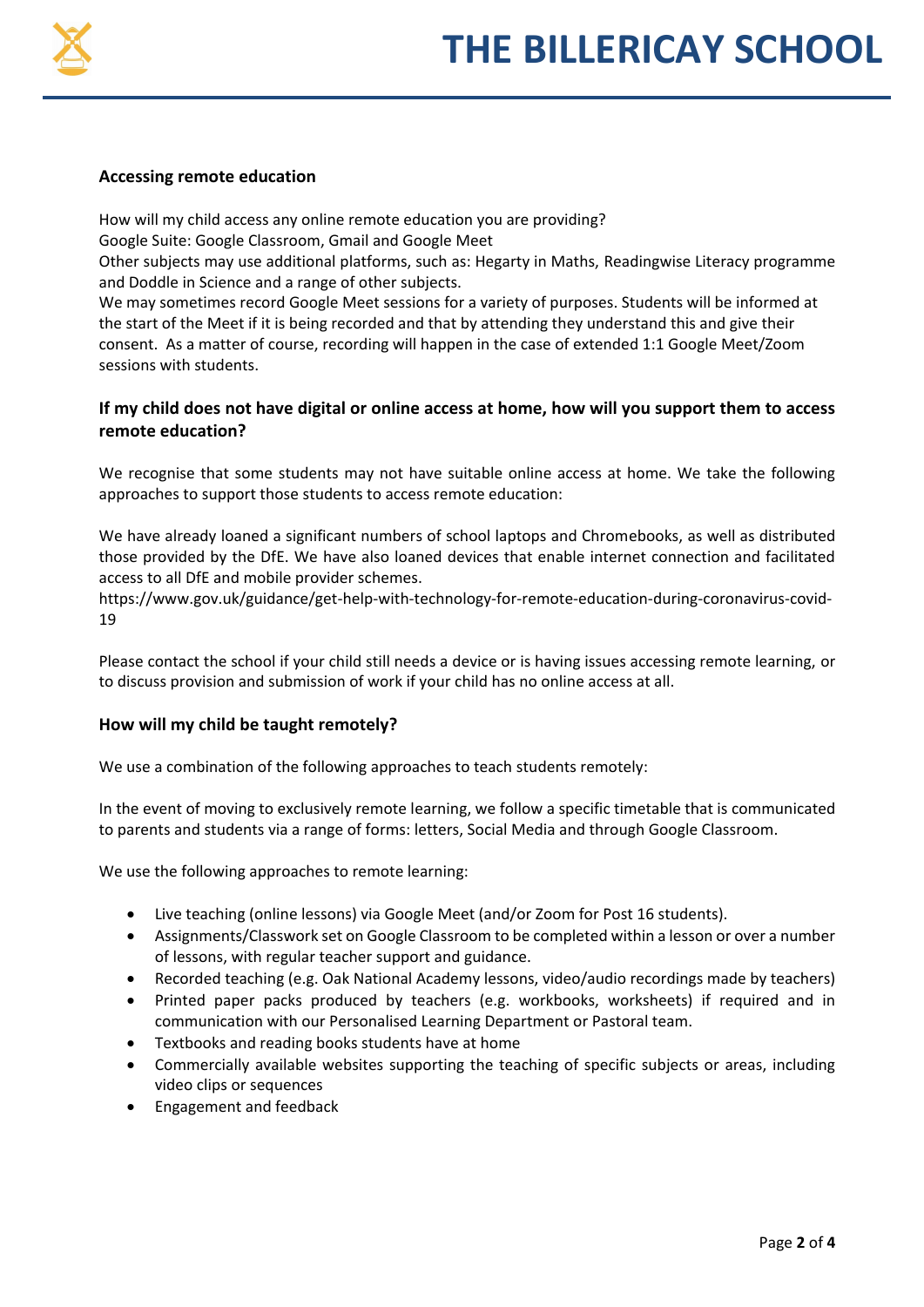## Accessing remote education

How will my child access any online remote education you are providing?
Google Suite: Google Classroom, Gmail and Google Meet
Other subjects may use additional platforms, such as: Hegarty in Maths, Readingwise Literacy programme and Doddle in Science and a range of other subjects.
We may sometimes record Google Meet sessions for a variety of purposes. Students will be informed at the start of the Meet if it is being recorded and that by attending they understand this and give their consent. As a matter of course, recording will happen in the case of extended 1:1 Google Meet/Zoom sessions with students.

### If my child does not have digital or online access at home, how will you support them to access remote education?

We recognise that some students may not have suitable online access at home. We take the following approaches to support those students to access remote education:

We have already loaned a significant numbers of school laptops and Chromebooks, as well as distributed those provided by the DfE. We have also loaned devices that enable internet connection and facilitated access to all DfE and mobile provider schemes.
https://www.gov.uk/guidance/get-help-with-technology-for-remote-education-during-coronavirus-covid-19

Please contact the school if your child still needs a device or is having issues accessing remote learning, or to discuss provision and submission of work if your child has no online access at all.

### How will my child be taught remotely?

We use a combination of the following approaches to teach students remotely:

In the event of moving to exclusively remote learning, we follow a specific timetable that is communicated to parents and students via a range of forms: letters, Social Media and through Google Classroom.

We use the following approaches to remote learning:

- Live teaching (online lessons) via Google Meet (and/or Zoom for Post 16 students).
- Assignments/Classwork set on Google Classroom to be completed within a lesson or over a number of lessons, with regular teacher support and guidance.
- Recorded teaching (e.g. Oak National Academy lessons, video/audio recordings made by teachers)
- Printed paper packs produced by teachers (e.g. workbooks, worksheets) if required and in communication with our Personalised Learning Department or Pastoral team.
- Textbooks and reading books students have at home
- Commercially available websites supporting the teaching of specific subjects or areas, including video clips or sequences
- Engagement and feedback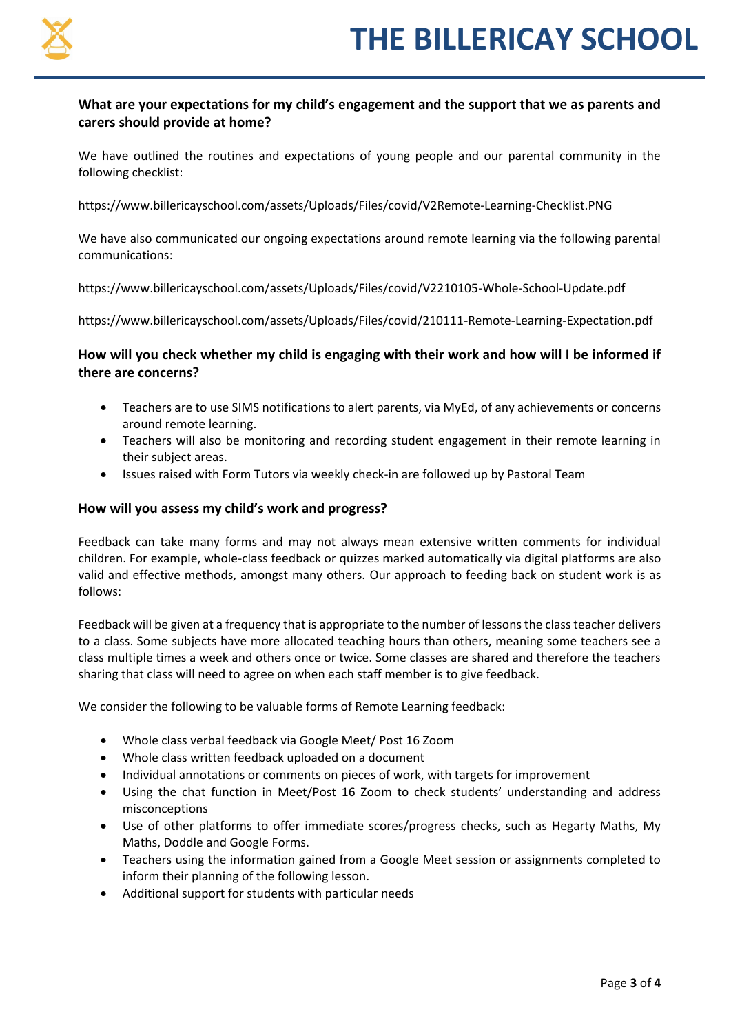**What are your expectations for my child's engagement and the support that we as parents and carers should provide at home?**

We have outlined the routines and expectations of young people and our parental community in the following checklist:

https://www.billericayschool.com/assets/Uploads/Files/covid/V2Remote-Learning-Checklist.PNG

We have also communicated our ongoing expectations around remote learning via the following parental communications:

https://www.billericayschool.com/assets/Uploads/Files/covid/V2210105-Whole-School-Update.pdf

https://www.billericayschool.com/assets/Uploads/Files/covid/210111-Remote-Learning-Expectation.pdf

**How will you check whether my child is engaging with their work and how will I be informed if there are concerns?**

- Teachers are to use SIMS notifications to alert parents, via MyEd, of any achievements or concerns around remote learning.
- Teachers will also be monitoring and recording student engagement in their remote learning in their subject areas.
- Issues raised with Form Tutors via weekly check-in are followed up by Pastoral Team

**How will you assess my child's work and progress?**

Feedback can take many forms and may not always mean extensive written comments for individual children. For example, whole-class feedback or quizzes marked automatically via digital platforms are also valid and effective methods, amongst many others. Our approach to feeding back on student work is as follows:

Feedback will be given at a frequency that is appropriate to the number of lessons the class teacher delivers to a class. Some subjects have more allocated teaching hours than others, meaning some teachers see a class multiple times a week and others once or twice. Some classes are shared and therefore the teachers sharing that class will need to agree on when each staff member is to give feedback.

We consider the following to be valuable forms of Remote Learning feedback:

- Whole class verbal feedback via Google Meet/ Post 16 Zoom
- Whole class written feedback uploaded on a document
- Individual annotations or comments on pieces of work, with targets for improvement
- Using the chat function in Meet/Post 16 Zoom to check students' understanding and address misconceptions
- Use of other platforms to offer immediate scores/progress checks, such as Hegarty Maths, My Maths, Doddle and Google Forms.
- Teachers using the information gained from a Google Meet session or assignments completed to inform their planning of the following lesson.
- Additional support for students with particular needs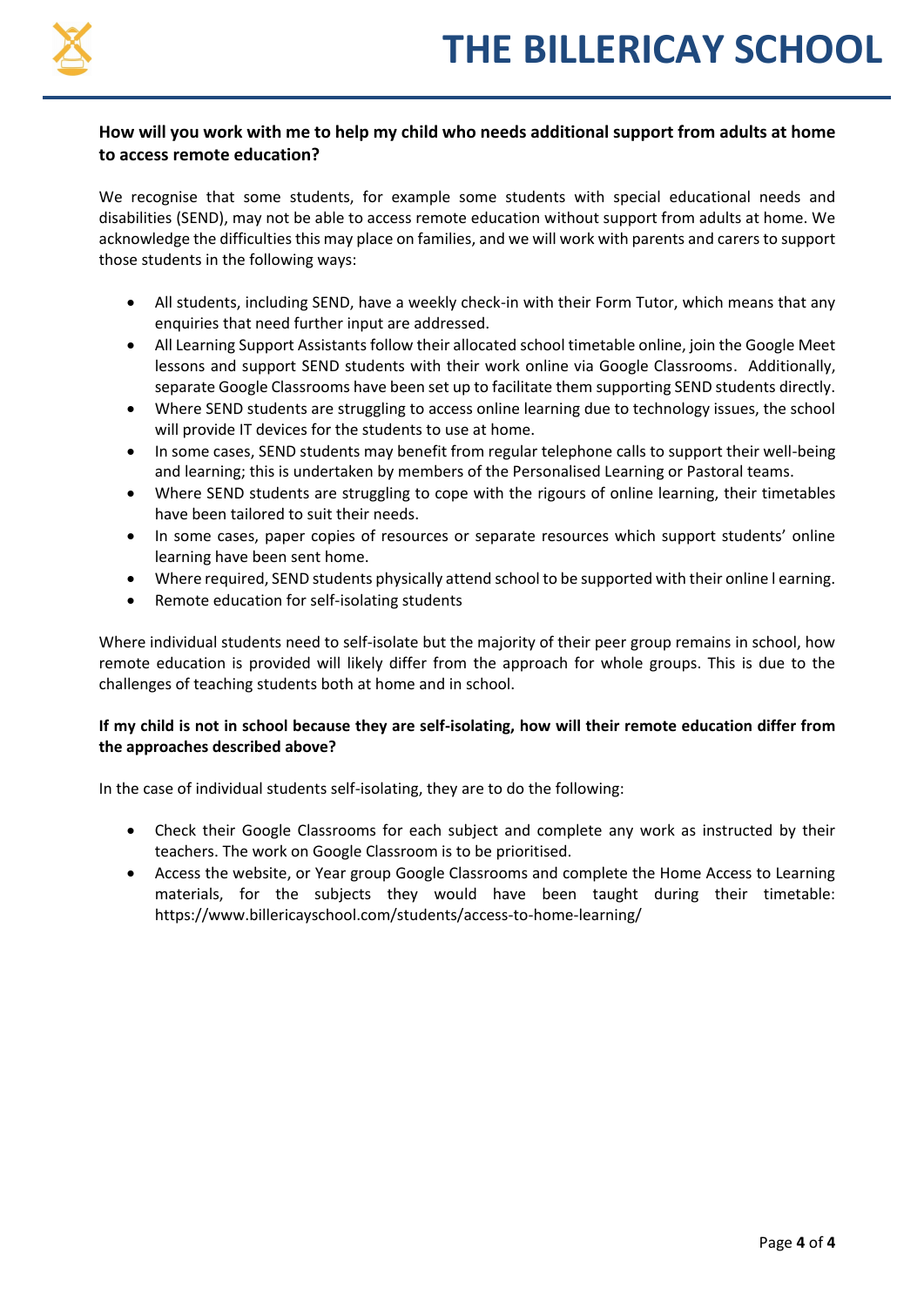**How will you work with me to help my child who needs additional support from adults at home to access remote education?**

We recognise that some students, for example some students with special educational needs and disabilities (SEND), may not be able to access remote education without support from adults at home. We acknowledge the difficulties this may place on families, and we will work with parents and carers to support those students in the following ways:

- All students, including SEND, have a weekly check-in with their Form Tutor, which means that any enquiries that need further input are addressed.
- All Learning Support Assistants follow their allocated school timetable online, join the Google Meet lessons and support SEND students with their work online via Google Classrooms. Additionally, separate Google Classrooms have been set up to facilitate them supporting SEND students directly.
- Where SEND students are struggling to access online learning due to technology issues, the school will provide IT devices for the students to use at home.
- In some cases, SEND students may benefit from regular telephone calls to support their well-being and learning; this is undertaken by members of the Personalised Learning or Pastoral teams.
- Where SEND students are struggling to cope with the rigours of online learning, their timetables have been tailored to suit their needs.
- In some cases, paper copies of resources or separate resources which support students' online learning have been sent home.
- Where required, SEND students physically attend school to be supported with their online l earning.
- Remote education for self-isolating students

Where individual students need to self-isolate but the majority of their peer group remains in school, how remote education is provided will likely differ from the approach for whole groups. This is due to the challenges of teaching students both at home and in school.

**If my child is not in school because they are self-isolating, how will their remote education differ from the approaches described above?**

In the case of individual students self-isolating, they are to do the following:

- Check their Google Classrooms for each subject and complete any work as instructed by their teachers. The work on Google Classroom is to be prioritised.
- Access the website, or Year group Google Classrooms and complete the Home Access to Learning materials, for the subjects they would have been taught during their timetable: https://www.billericayschool.com/students/access-to-home-learning/